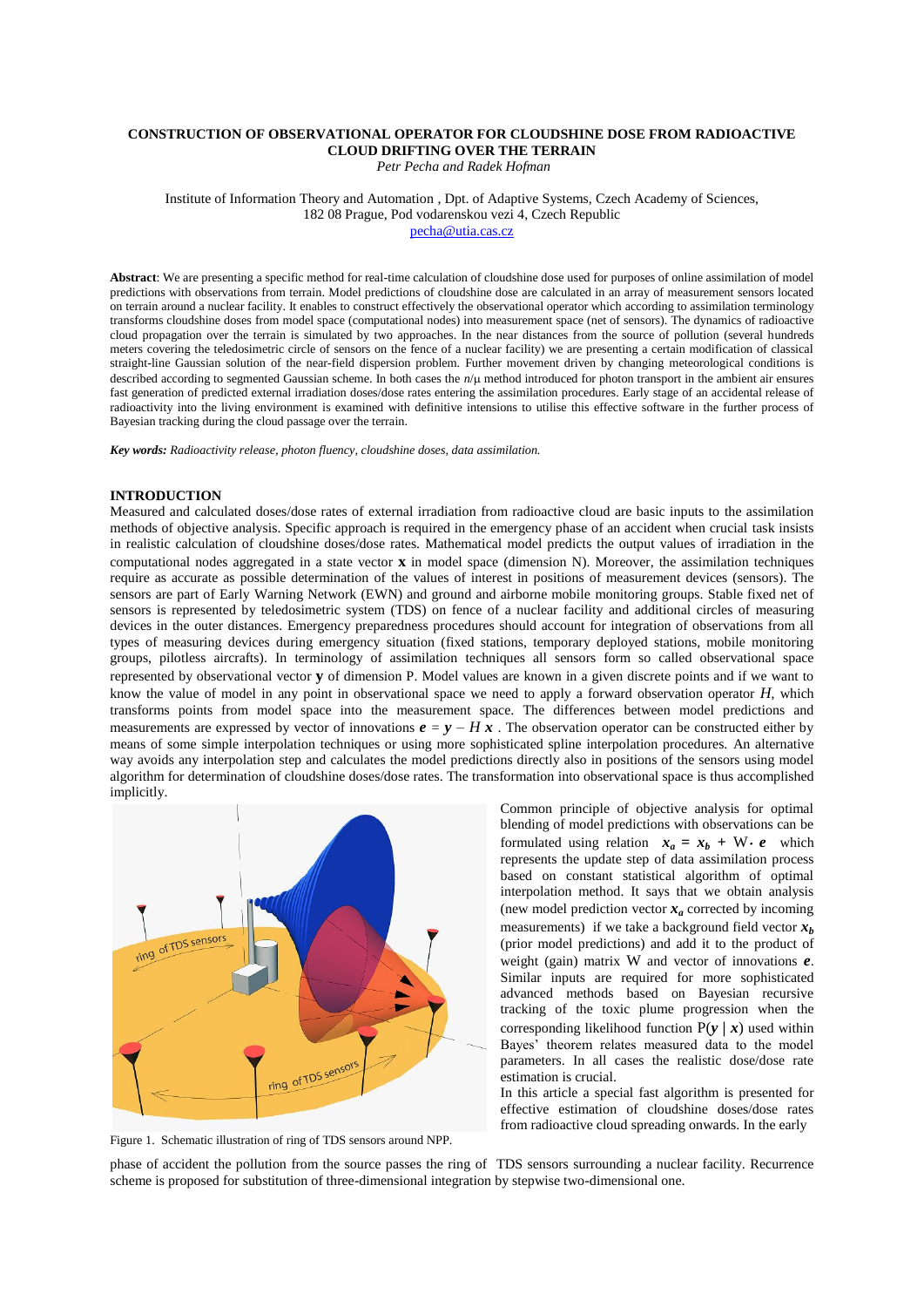# CONSTRUCTION OF OBSERVATIONAL OPERATOR FOR CLOUDSHINE DOSE FROM RADIOACTIVE CLOUD DRIFTING OVER THE TERRAIN

*Petr Pecha and Radek Hofman*

Institute of Information Theory and Automation , Dpt. of Adaptive Systems, Czech Academy of Sciences, 182 08 Prague, Pod vodarenskou vezi 4, Czech Republic
pecha@utia.cas.cz

**Abstract**: We are presenting a specific method for real-time calculation of cloudshine dose used for purposes of online assimilation of model predictions with observations from terrain. Model predictions of cloudshine dose are calculated in an array of measurement sensors located on terrain around a nuclear facility. It enables to construct effectively the observational operator which according to assimilation terminology transforms cloudshine doses from model space (computational nodes) into measurement space (net of sensors). The dynamics of radioactive cloud propagation over the terrain is simulated by two approaches. In the near distances from the source of pollution (several hundreds meters covering the teledosimetric circle of sensors on the fence of a nuclear facility) we are presenting a certain modification of classical straight-line Gaussian solution of the near-field dispersion problem. Further movement driven by changing meteorological conditions is described according to segmented Gaussian scheme. In both cases the $n/\mu$ method introduced for photon transport in the ambient air ensures fast generation of predicted external irradiation doses/dose rates entering the assimilation procedures. Early stage of an accidental release of radioactivity into the living environment is examined with definitive intensions to utilise this effective software in the further process of Bayesian tracking during the cloud passage over the terrain.

***Key words:** Radioactivity release, photon fluency, cloudshine doses, data assimilation.*

## INTRODUCTION

Measured and calculated doses/dose rates of external irradiation from radioactive cloud are basic inputs to the assimilation methods of objective analysis. Specific approach is required in the emergency phase of an accident when crucial task insists in realistic calculation of cloudshine doses/dose rates. Mathematical model predicts the output values of irradiation in the computational nodes aggregated in a state vector $\mathbf{x}$ in model space (dimension N). Moreover, the assimilation techniques require as accurate as possible determination of the values of interest in positions of measurement devices (sensors). The sensors are part of Early Warning Network (EWN) and ground and airborne mobile monitoring groups. Stable fixed net of sensors is represented by teledosimetric system (TDS) on fence of a nuclear facility and additional circles of measuring devices in the outer distances. Emergency preparedness procedures should account for integration of observations from all types of measuring devices during emergency situation (fixed stations, temporary deployed stations, mobile monitoring groups, pilotless aircrafts). In terminology of assimilation techniques all sensors form so called observational space represented by observational vector $\mathbf{y}$ of dimension P. Model values are known in a given discrete points and if we want to know the value of model in any point in observational space we need to apply a forward observation operator $H$, which transforms points from model space into the measurement space. The differences between model predictions and measurements are expressed by vector of innovations $\boldsymbol{e} = \boldsymbol{y} - H\,\boldsymbol{x}$ . The observation operator can be constructed either by means of some simple interpolation techniques or using more sophisticated spline interpolation procedures. An alternative way avoids any interpolation step and calculates the model predictions directly also in positions of the sensors using model algorithm for determination of cloudshine doses/dose rates. The transformation into observational space is thus accomplished implicitly.

Figure 1. Schematic illustration of ring of TDS sensors around NPP.

Common principle of objective analysis for optimal blending of model predictions with observations can be formulated using relation $\boldsymbol{x_a} = \boldsymbol{x_b} + \mathrm{W} \cdot \boldsymbol{e}$ which represents the update step of data assimilation process based on constant statistical algorithm of optimal interpolation method. It says that we obtain analysis (new model prediction vector $\boldsymbol{x_a}$ corrected by incoming measurements) if we take a background field vector $\boldsymbol{x_b}$ (prior model predictions) and add it to the product of weight (gain) matrix W and vector of innovations $\boldsymbol{e}$. Similar inputs are required for more sophisticated advanced methods based on Bayesian recursive tracking of the toxic plume progression when the corresponding likelihood function $\mathrm{P}(\boldsymbol{y} \mid \boldsymbol{x})$ used within Bayes' theorem relates measured data to the model parameters. In all cases the realistic dose/dose rate estimation is crucial.

In this article a special fast algorithm is presented for effective estimation of cloudshine doses/dose rates from radioactive cloud spreading onwards. In the early phase of accident the pollution from the source passes the ring of TDS sensors surrounding a nuclear facility. Recurrence scheme is proposed for substitution of three-dimensional integration by stepwise two-dimensional one.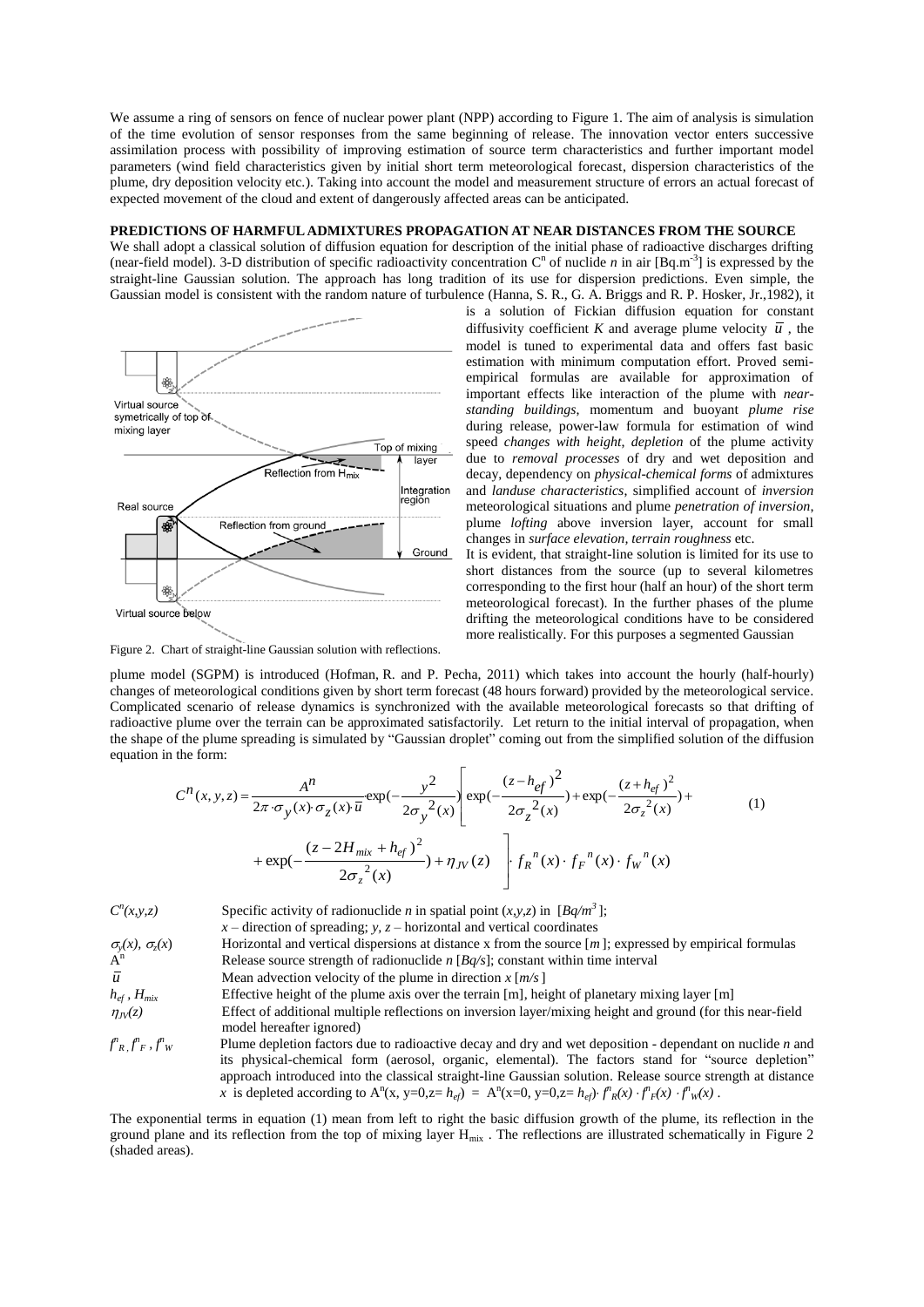We assume a ring of sensors on fence of nuclear power plant (NPP) according to Figure 1. The aim of analysis is simulation of the time evolution of sensor responses from the same beginning of release. The innovation vector enters successive assimilation process with possibility of improving estimation of source term characteristics and further important model parameters (wind field characteristics given by initial short term meteorological forecast, dispersion characteristics of the plume, dry deposition velocity etc.). Taking into account the model and measurement structure of errors an actual forecast of expected movement of the cloud and extent of dangerously affected areas can be anticipated.

**PREDICTIONS OF HARMFUL ADMIXTURES PROPAGATION AT NEAR DISTANCES FROM THE SOURCE**

We shall adopt a classical solution of diffusion equation for description of the initial phase of radioactive discharges drifting (near-field model). 3-D distribution of specific radioactivity concentration $C^n$ of nuclide *n* in air [Bq.m$^{-3}$] is expressed by the straight-line Gaussian solution. The approach has long tradition of its use for dispersion predictions. Even simple, the Gaussian model is consistent with the random nature of turbulence (Hanna, S. R., G. A. Briggs and R. P. Hosker, Jr.,1982), it is a solution of Fickian diffusion equation for constant diffusivity coefficient *K* and average plume velocity $\bar{u}$ , the model is tuned to experimental data and offers fast basic estimation with minimum computation effort. Proved semi-empirical formulas are available for approximation of important effects like interaction of the plume with *near-standing buildings*, momentum and buoyant *plume rise* during release, power-law formula for estimation of wind speed *changes with height*, *depletion* of the plume activity due to *removal processes* of dry and wet deposition and decay, dependency on *physical-chemical forms* of admixtures and *landuse characteristics*, simplified account of *inversion* meteorological situations and plume *penetration of inversion*, plume *lofting* above inversion layer, account for small changes in *surface elevation, terrain roughness* etc.

It is evident, that straight-line solution is limited for its use to short distances from the source (up to several kilometres corresponding to the first hour (half an hour) of the short term meteorological forecast). In the further phases of the plume drifting the meteorological conditions have to be considered more realistically. For this purposes a segmented Gaussian plume model (SGPM) is introduced (Hofman, R. and P. Pecha, 2011) which takes into account the hourly (half-hourly) changes of meteorological conditions given by short term forecast (48 hours forward) provided by the meteorological service. Complicated scenario of release dynamics is synchronized with the available meteorological forecasts so that drifting of radioactive plume over the terrain can be approximated satisfactorily. Let return to the initial interval of propagation, when the shape of the plume spreading is simulated by "Gaussian droplet" coming out from the simplified solution of the diffusion equation in the form:

Figure 2. Chart of straight-line Gaussian solution with reflections.

$$C^n(x,y,z) = \frac{A^n}{2\pi \cdot \sigma_y(x) \cdot \sigma_z(x) \cdot \bar{u}} \cdot \exp\left(-\frac{y^2}{2\sigma_y^2(x)}\right) \left[ \exp\left(-\frac{(z-h_{ef})^2}{2\sigma_z^2(x)}\right) + \exp\left(-\frac{(z+h_{ef})^2}{2\sigma_z^2(x)}\right) + \exp\left(-\frac{(z-2H_{mix}+h_{ef})^2}{2\sigma_z^2(x)}\right) + \eta_{JV}(z) \right] \cdot f_R^{\,n}(x) \cdot f_F^{\,n}(x) \cdot f_W^{\,n}(x) \qquad (1)$$

| | |
|---|---|
| $C^n(x,y,z)$ | Specific activity of radionuclide *n* in spatial point (*x,y,z*) in [*Bq/m$^3$*]; *x* – direction of spreading; *y, z* – horizontal and vertical coordinates |
| $\sigma_y(x)$, $\sigma_z(x)$ | Horizontal and vertical dispersions at distance x from the source [*m*]; expressed by empirical formulas |
| $A^n$ | Release source strength of radionuclide *n* [*Bq/s*]; constant within time interval |
| $\bar{u}$ | Mean advection velocity of the plume in direction *x* [*m/s*] |
| $h_{ef}$ , $H_{mix}$ | Effective height of the plume axis over the terrain [m], height of planetary mixing layer [m] |
| $\eta_{JV}(z)$ | Effect of additional multiple reflections on inversion layer/mixing height and ground (for this near-field model hereafter ignored) |
| $f^n_R$, $f^n_F$, $f^n_W$ | Plume depletion factors due to radioactive decay and dry and wet deposition - dependant on nuclide *n* and its physical-chemical form (aerosol, organic, elemental). The factors stand for "source depletion" approach introduced into the classical straight-line Gaussian solution. Release source strength at distance *x* is depleted according to $A^n(x, y=0, z=h_{ef}) = A^n(x=0, y=0, z=h_{ef}) \cdot f^n_R(x) \cdot f^n_F(x) \cdot f^n_W(x)$ . |

The exponential terms in equation (1) mean from left to right the basic diffusion growth of the plume, its reflection in the ground plane and its reflection from the top of mixing layer $H_{mix}$ . The reflections are illustrated schematically in Figure 2 (shaded areas).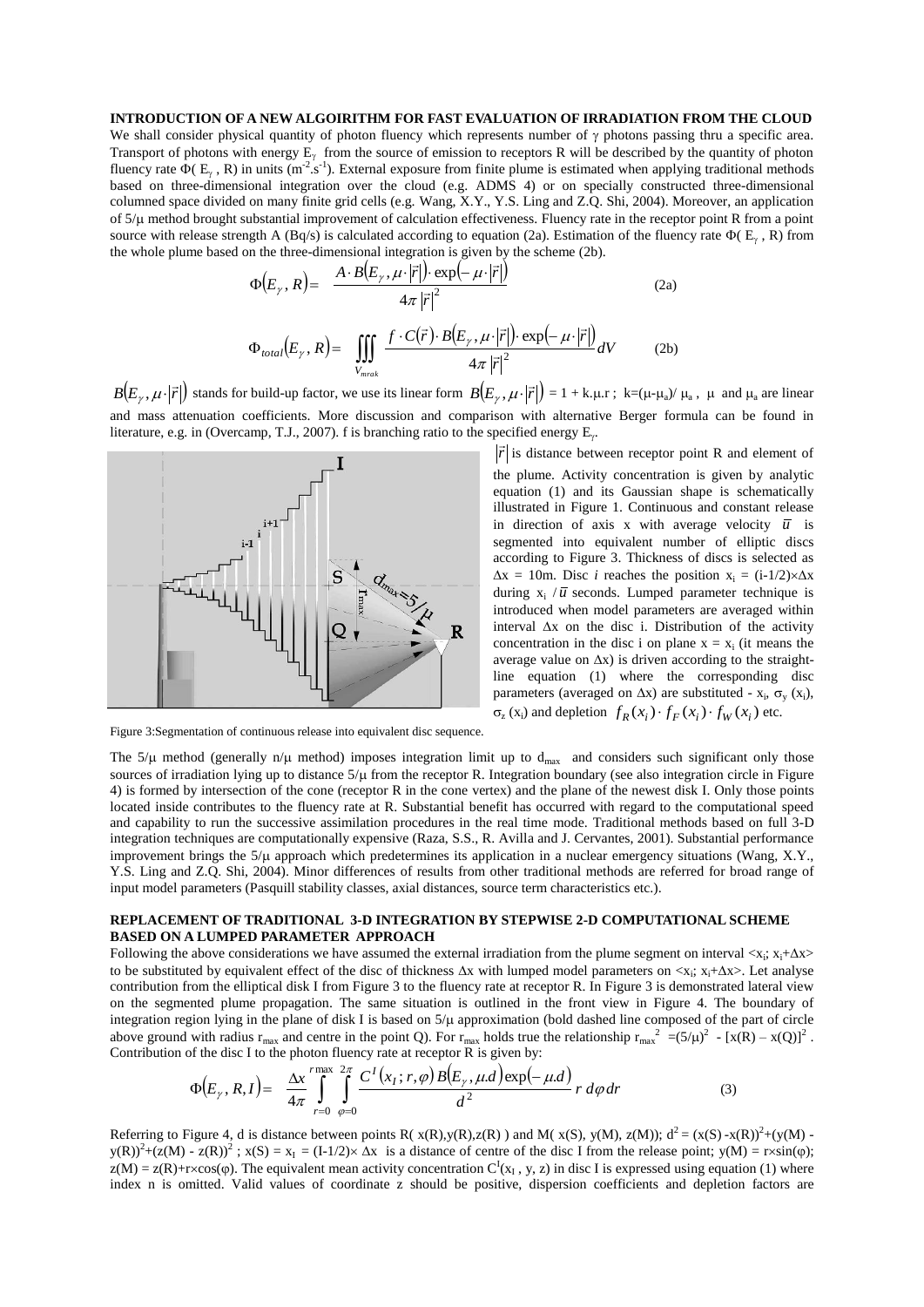**INTRODUCTION OF A NEW ALGOIRITHM FOR FAST EVALUATION OF IRRADIATION FROM THE CLOUD**

We shall consider physical quantity of photon fluency which represents number of $\gamma$ photons passing thru a specific area. Transport of photons with energy $E_\gamma$ from the source of emission to receptors R will be described by the quantity of photon fluency rate $\Phi(E_\gamma, R)$ in units ($m^{-2}.s^{-1}$). External exposure from finite plume is estimated when applying traditional methods based on three-dimensional integration over the cloud (e.g. ADMS 4) or on specially constructed three-dimensional columned space divided on many finite grid cells (e.g. Wang, X.Y., Y.S. Ling and Z.Q. Shi, 2004). Moreover, an application of $5/\mu$ method brought substantial improvement of calculation effectiveness. Fluency rate in the receptor point R from a point source with release strength A (Bq/s) is calculated according to equation (2a). Estimation of the fluency rate $\Phi(E_\gamma, R)$ from the whole plume based on the three-dimensional integration is given by the scheme (2b).

$$\Phi(E_\gamma, R) = \frac{A \cdot B(E_\gamma, \mu \cdot |\vec{r}|) \cdot \exp(-\mu \cdot |\vec{r}|)}{4\pi |\vec{r}|^2} \tag{2a}$$

$$\Phi_{total}(E_\gamma, R) = \iiint_{V_{mrak}} \frac{f \cdot C(\vec{r}) \cdot B(E_\gamma, \mu \cdot |\vec{r}|) \cdot \exp(-\mu \cdot |\vec{r}|)}{4\pi |\vec{r}|^2} dV \tag{2b}$$

$B(E_\gamma, \mu \cdot |\vec{r}|)$ stands for build-up factor, we use its linear form $B(E_\gamma, \mu \cdot |\vec{r}|) = 1 + k.\mu.r$ ; $k = (\mu - \mu_a)/\mu_a$ , $\mu$ and $\mu_a$ are linear and mass attenuation coefficients. More discussion and comparison with alternative Berger formula can be found in literature, e.g. in (Overcamp, T.J., 2007). f is branching ratio to the specified energy $E_\gamma$.

Figure 3:Segmentation of continuous release into equivalent disc sequence.

$|\vec{r}|$ is distance between receptor point R and element of the plume. Activity concentration is given by analytic equation (1) and its Gaussian shape is schematically illustrated in Figure 1. Continuous and constant release in direction of axis x with average velocity $\bar{u}$ is segmented into equivalent number of elliptic discs according to Figure 3. Thickness of discs is selected as $\Delta x = 10$m. Disc $i$ reaches the position $x_i = (i-1/2) \times \Delta x$ during $x_i / \bar{u}$ seconds. Lumped parameter technique is introduced when model parameters are averaged within interval $\Delta x$ on the disc i. Distribution of the activity concentration in the disc i on plane $x = x_i$ (it means the average value on $\Delta x$) is driven according to the straight-line equation (1) where the corresponding disc parameters (averaged on $\Delta x$) are substituted - $x_i$, $\sigma_y(x_i)$, $\sigma_z(x_i)$ and depletion $f_R(x_i) \cdot f_F(x_i) \cdot f_W(x_i)$ etc.

The $5/\mu$ method (generally $n/\mu$ method) imposes integration limit up to $d_{max}$ and considers such significant only those sources of irradiation lying up to distance $5/\mu$ from the receptor R. Integration boundary (see also integration circle in Figure 4) is formed by intersection of the cone (receptor R in the cone vertex) and the plane of the newest disk I. Only those points located inside contributes to the fluency rate at R. Substantial benefit has occurred with regard to the computational speed and capability to run the successive assimilation procedures in the real time mode. Traditional methods based on full 3-D integration techniques are computationally expensive (Raza, S.S., R. Avilla and J. Cervantes, 2001). Substantial performance improvement brings the $5/\mu$ approach which predetermines its application in a nuclear emergency situations (Wang, X.Y., Y.S. Ling and Z.Q. Shi, 2004). Minor differences of results from other traditional methods are referred for broad range of input model parameters (Pasquill stability classes, axial distances, source term characteristics etc.).

**REPLACEMENT OF TRADITIONAL 3-D INTEGRATION BY STEPWISE 2-D COMPUTATIONAL SCHEME BASED ON A LUMPED PARAMETER APPROACH**

Following the above considerations we have assumed the external irradiation from the plume segment on interval $\langle x_i; x_i+\Delta x \rangle$ to be substituted by equivalent effect of the disc of thickness $\Delta x$ with lumped model parameters on $\langle x_i; x_i+\Delta x \rangle$. Let analyse contribution from the elliptical disk I from Figure 3 to the fluency rate at receptor R. In Figure 3 is demonstrated lateral view on the segmented plume propagation. The same situation is outlined in the front view in Figure 4. The boundary of integration region lying in the plane of disk I is based on $5/\mu$ approximation (bold dashed line composed of the part of circle above ground with radius $r_{max}$ and centre in the point Q). For $r_{max}$ holds true the relationship $r_{max}^2 = (5/\mu)^2 - [x(R) - x(Q)]^2$ . Contribution of the disc I to the photon fluency rate at receptor R is given by:

$$\Phi(E_\gamma, R, I) = \frac{\Delta x}{4\pi} \int_{r=0}^{r\max} \int_{\varphi=0}^{2\pi} \frac{C^I(x_I; r, \varphi) B(E_\gamma, \mu.d) \exp(-\mu.d)}{d^2} r \, d\varphi \, dr \tag{3}$$

Referring to Figure 4, d is distance between points R( x(R),y(R),z(R) ) and M( x(S), y(M), z(M)); $d^2 = (x(S) - x(R))^2 + (y(M) - y(R))^2 + (z(M) - z(R))^2$ ; $x(S) = x_I = (I-1/2) \times \Delta x$ is a distance of centre of the disc I from the release point; $y(M) = r \times \sin(\varphi)$; $z(M) = z(R) + r \times \cos(\varphi)$. The equivalent mean activity concentration $C^I(x_I, y, z)$ in disc I is expressed using equation (1) where index n is omitted. Valid values of coordinate z should be positive, dispersion coefficients and depletion factors are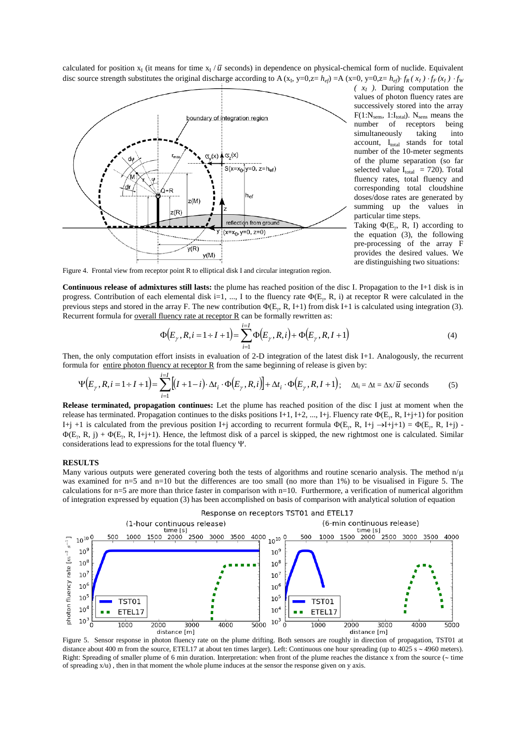calculated for position $x_I$ (it means for time $x_I / \bar{u}$ seconds) in dependence on physical-chemical form of nuclide. Equivalent disc source strength substitutes the original discharge according to A ($x_I$, y=0,z= $h_{ef}$) =A (x=0, y=0,z= $h_{ef}$)$\cdot f_R(x_I) \cdot f_F(x_I) \cdot f_W(x_I)$. During computation the values of photon fluency rates are successively stored into the array F(1:$N_{sens}$, 1:$I_{total}$). $N_{sens}$ means the number of receptors being simultaneously taking into account, $I_{total}$ stands for total number of the 10-meter segments of the plume separation (so far selected value $I_{total}$ = 720). Total fluency rates, total fluency and corresponding total cloudshine doses/dose rates are generated by summing up the values in particular time steps.

Taking $\Phi(E_\gamma, R, I)$ according to the equation (3), the following pre-processing of the array F provides the desired values. We are distinguishing two situations:

Figure 4. Frontal view from receptor point R to elliptical disk I and circular integration region.

**Continuous release of admixtures still lasts:** the plume has reached position of the disc I. Propagation to the I+1 disk is in progress. Contribution of each elemental disk i=1, ..., I to the fluency rate $\Phi(E_\gamma, R, i)$ at receptor R were calculated in the previous steps and stored in the array F. The new contribution $\Phi(E_\gamma, R, I+1)$ from disk I+1 is calculated using integration (3). Recurrent formula for overall fluency rate at receptor R can be formally rewritten as:

$$\Phi(E_\gamma, R, i = 1 \div I+1) = \sum_{i=1}^{i=I} \Phi(E_\gamma, R, i) + \Phi(E_\gamma, R, I+1) \tag{4}$$

Then, the only computation effort insists in evaluation of 2-D integration of the latest disk I+1. Analogously, the recurrent formula for entire photon fluency at receptor R from the same beginning of release is given by:

$$\Psi(E_\gamma, R, i = 1 \div I+1) = \sum_{i=1}^{i=I} \left[ (I+1-i) \cdot \Delta t_i \cdot \Phi(E_\gamma, R, i) \right] + \Delta t_i \cdot \Phi(E_\gamma, R, I+1); \quad \Delta t_i = \Delta t = \Delta x / \bar{u} \text{ seconds} \tag{5}$$

**Release terminated, propagation continues:** Let the plume has reached position of the disc I just at moment when the release has terminated. Propagation continues to the disks positions I+1, I+2, ..., I+j. Fluency rate $\Phi(E_\gamma, R, I+j+1)$ for position I+j +1 is calculated from the previous position I+j according to recurrent formula $\Phi(E_\gamma, R, I+j \rightarrow I+j+1) = \Phi(E_\gamma, R, I+j) - \Phi(E_\gamma, R, j) + \Phi(E_\gamma, R, I+j+1)$. Hence, the leftmost disk of a parcel is skipped, the new rightmost one is calculated. Similar considerations lead to expressions for the total fluency $\Psi$.

## RESULTS

Many various outputs were generated covering both the tests of algorithms and routine scenario analysis. The method n/μ was examined for n=5 and n=10 but the differences are too small (no more than 1%) to be visualised in Figure 5. The calculations for n=5 are more than thrice faster in comparison with n=10. Furthermore, a verification of numerical algorithm of integration expressed by equation (3) has been accomplished on basis of comparison with analytical solution of equation

Figure 5. Sensor response in photon fluency rate on the plume drifting. Both sensors are roughly in direction of propagation, TST01 at distance about 400 m from the source, ETEL17 at about ten times larger). Left: Continuous one hour spreading (up to 4025 s ~ 4960 meters). Right: Spreading of smaller plume of 6 min duration. Interpretation: when front of the plume reaches the distance x from the source (~ time of spreading x/u) , then in that moment the whole plume induces at the sensor the response given on y axis.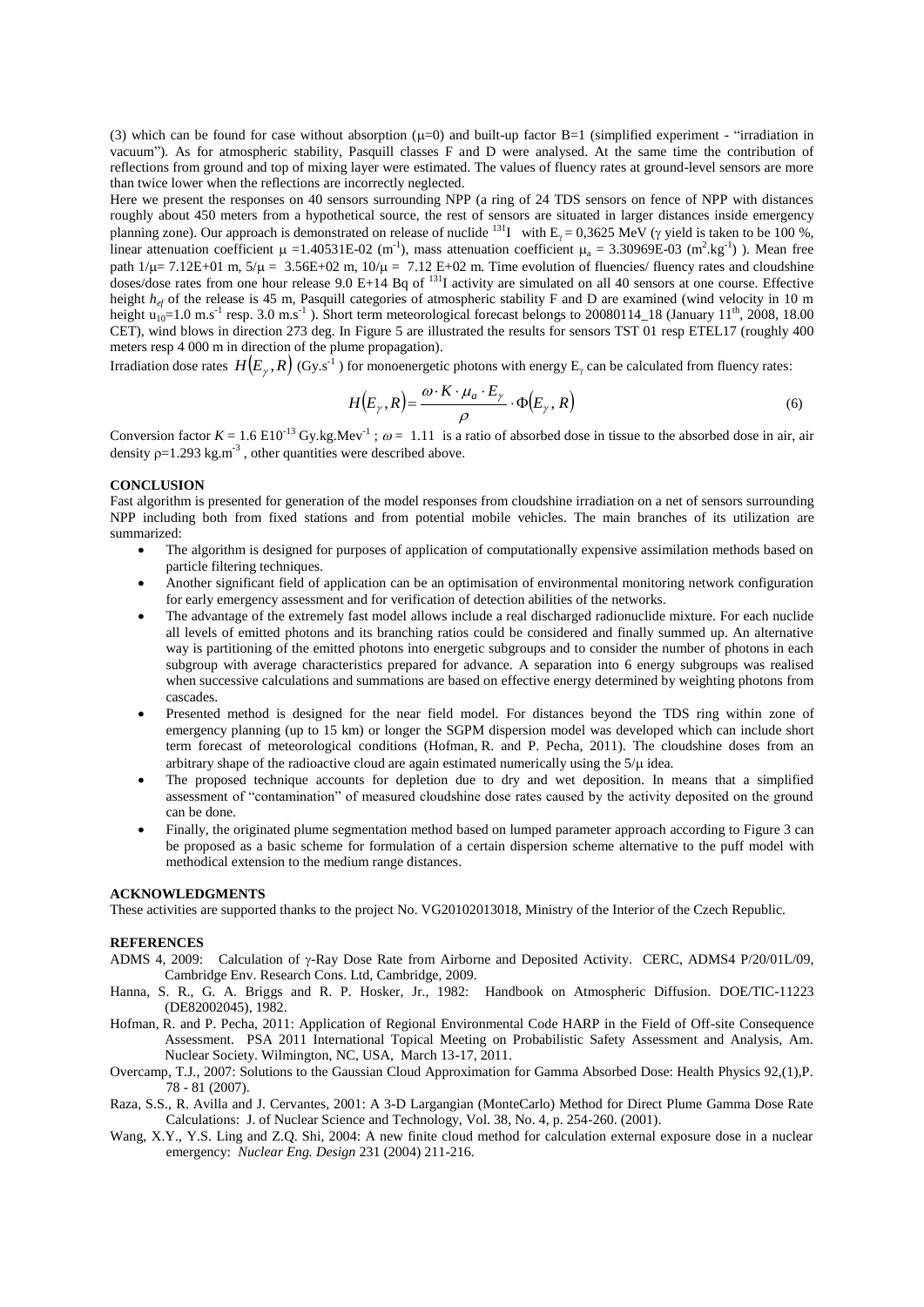(3) which can be found for case without absorption ($\mu$=0) and built-up factor B=1 (simplified experiment - "irradiation in vacuum"). As for atmospheric stability, Pasquill classes F and D were analysed. At the same time the contribution of reflections from ground and top of mixing layer were estimated. The values of fluency rates at ground-level sensors are more than twice lower when the reflections are incorrectly neglected.

Here we present the responses on 40 sensors surrounding NPP (a ring of 24 TDS sensors on fence of NPP with distances roughly about 450 meters from a hypothetical source, the rest of sensors are situated in larger distances inside emergency planning zone). Our approach is demonstrated on release of nuclide $^{131}$I with $E_\gamma$ = 0,3625 MeV ($\gamma$ yield is taken to be 100 %, linear attenuation coefficient $\mu$ =1.40531E-02 (m$^{-1}$), mass attenuation coefficient $\mu_a$ = 3.30969E-03 (m$^2$.kg$^{-1}$) ). Mean free path 1/$\mu$= 7.12E+01 m, 5/$\mu$ = 3.56E+02 m, 10/$\mu$ = 7.12 E+02 m. Time evolution of fluencies/ fluency rates and cloudshine doses/dose rates from one hour release 9.0 E+14 Bq of $^{131}$I activity are simulated on all 40 sensors at one course. Effective height $h_{ef}$ of the release is 45 m, Pasquill categories of atmospheric stability F and D are examined (wind velocity in 10 m height $u_{10}$=1.0 m.s$^{-1}$ resp. 3.0 m.s$^{-1}$ ). Short term meteorological forecast belongs to 20080114_18 (January 11$^{th}$, 2008, 18.00 CET), wind blows in direction 273 deg. In Figure 5 are illustrated the results for sensors TST 01 resp ETEL17 (roughly 400 meters resp 4 000 m in direction of the plume propagation).

Irradiation dose rates $H(E_\gamma, R)$ (Gy.s$^{-1}$ ) for monoenergetic photons with energy $E_\gamma$ can be calculated from fluency rates:

$$H(E_\gamma, R) = \frac{\omega \cdot K \cdot \mu_a \cdot E_\gamma}{\rho} \cdot \Phi(E_\gamma, R) \tag{6}$$

Conversion factor $K$ = 1.6 E10$^{-13}$ Gy.kg.Mev$^{-1}$ ; $\omega$ = 1.11 is a ratio of absorbed dose in tissue to the absorbed dose in air, air density $\rho$=1.293 kg.m$^{-3}$ , other quantities were described above.

## CONCLUSION

Fast algorithm is presented for generation of the model responses from cloudshine irradiation on a net of sensors surrounding NPP including both from fixed stations and from potential mobile vehicles. The main branches of its utilization are summarized:

- The algorithm is designed for purposes of application of computationally expensive assimilation methods based on particle filtering techniques.
- Another significant field of application can be an optimisation of environmental monitoring network configuration for early emergency assessment and for verification of detection abilities of the networks.
- The advantage of the extremely fast model allows include a real discharged radionuclide mixture. For each nuclide all levels of emitted photons and its branching ratios could be considered and finally summed up. An alternative way is partitioning of the emitted photons into energetic subgroups and to consider the number of photons in each subgroup with average characteristics prepared for advance. A separation into 6 energy subgroups was realised when successive calculations and summations are based on effective energy determined by weighting photons from cascades.
- Presented method is designed for the near field model. For distances beyond the TDS ring within zone of emergency planning (up to 15 km) or longer the SGPM dispersion model was developed which can include short term forecast of meteorological conditions (Hofman, R. and P. Pecha, 2011). The cloudshine doses from an arbitrary shape of the radioactive cloud are again estimated numerically using the 5/$\mu$ idea.
- The proposed technique accounts for depletion due to dry and wet deposition. In means that a simplified assessment of "contamination" of measured cloudshine dose rates caused by the activity deposited on the ground can be done.
- Finally, the originated plume segmentation method based on lumped parameter approach according to Figure 3 can be proposed as a basic scheme for formulation of a certain dispersion scheme alternative to the puff model with methodical extension to the medium range distances.

## ACKNOWLEDGMENTS

These activities are supported thanks to the project No. VG20102013018, Ministry of the Interior of the Czech Republic.

## REFERENCES

ADMS 4, 2009: Calculation of $\gamma$-Ray Dose Rate from Airborne and Deposited Activity. CERC, ADMS4 P/20/01L/09, Cambridge Env. Research Cons. Ltd, Cambridge, 2009.

Hanna, S. R., G. A. Briggs and R. P. Hosker, Jr., 1982: Handbook on Atmospheric Diffusion. DOE/TIC-11223 (DE82002045), 1982.

Hofman, R. and P. Pecha, 2011: Application of Regional Environmental Code HARP in the Field of Off-site Consequence Assessment. PSA 2011 International Topical Meeting on Probabilistic Safety Assessment and Analysis, Am. Nuclear Society. Wilmington, NC, USA, March 13-17, 2011.

Overcamp, T.J., 2007: Solutions to the Gaussian Cloud Approximation for Gamma Absorbed Dose: Health Physics 92,(1),P. 78 - 81 (2007).

Raza, S.S., R. Avilla and J. Cervantes, 2001: A 3-D Largangian (MonteCarlo) Method for Direct Plume Gamma Dose Rate Calculations: J. of Nuclear Science and Technology, Vol. 38, No. 4, p. 254-260. (2001).

Wang, X.Y., Y.S. Ling and Z.Q. Shi, 2004: A new finite cloud method for calculation external exposure dose in a nuclear emergency: *Nuclear Eng. Design* 231 (2004) 211-216.